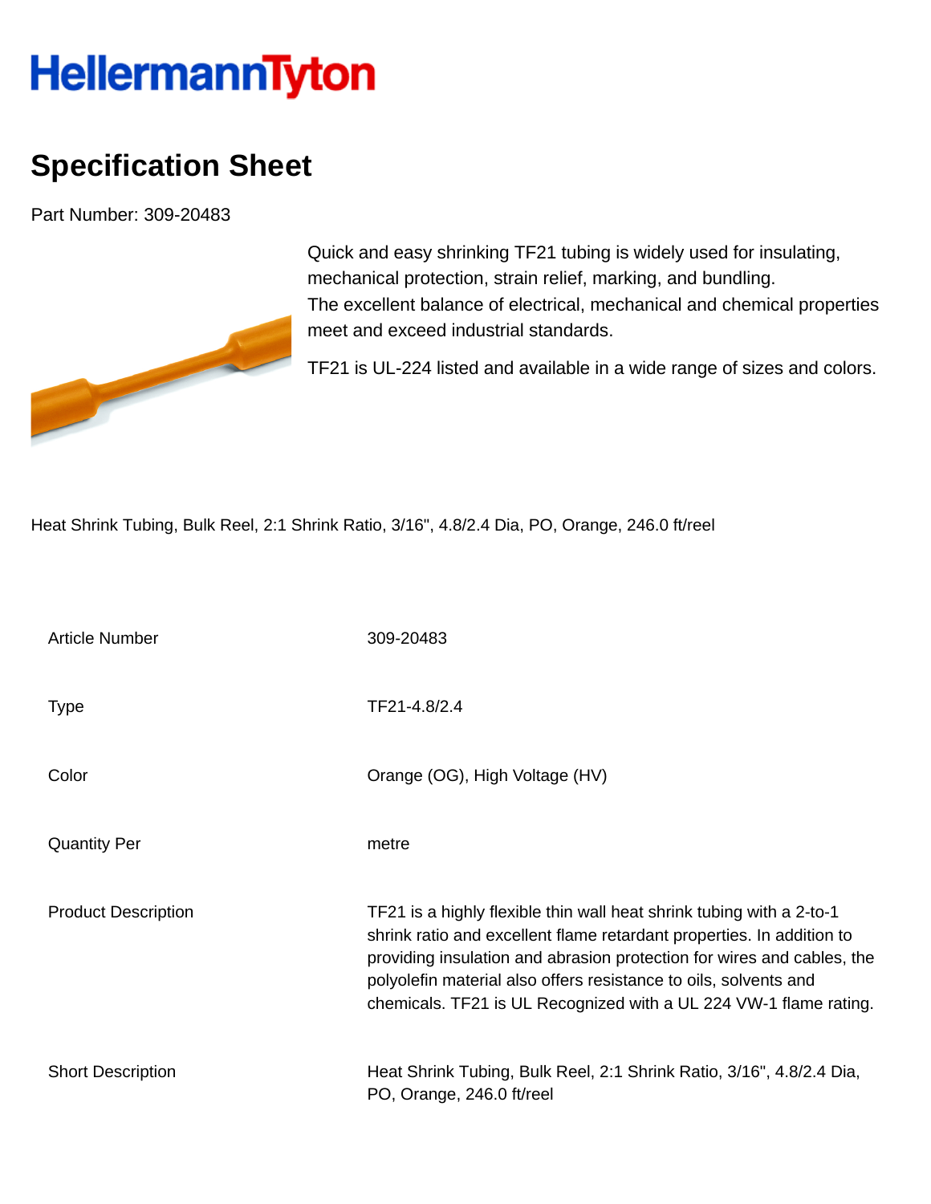HellermannTyton

# Specification Sheet

Part Number: 309-20483

Quick and easy shrinking TF21 tubing is widely used for insulating, mechanical protection, strain relief, marking, and bundling.
The excellent balance of electrical, mechanical and chemical properties meet and exceed industrial standards.

TF21 is UL-224 listed and available in a wide range of sizes and colors.

Heat Shrink Tubing, Bulk Reel, 2:1 Shrink Ratio, 3/16", 4.8/2.4 Dia, PO, Orange, 246.0 ft/reel

| | |
|---|---|
| Article Number | 309-20483 |
| Type | TF21-4.8/2.4 |
| Color | Orange (OG), High Voltage (HV) |
| Quantity Per | metre |
| Product Description | TF21 is a highly flexible thin wall heat shrink tubing with a 2-to-1 shrink ratio and excellent flame retardant properties. In addition to providing insulation and abrasion protection for wires and cables, the polyolefin material also offers resistance to oils, solvents and chemicals. TF21 is UL Recognized with a UL 224 VW-1 flame rating. |
| Short Description | Heat Shrink Tubing, Bulk Reel, 2:1 Shrink Ratio, 3/16", 4.8/2.4 Dia, PO, Orange, 246.0 ft/reel |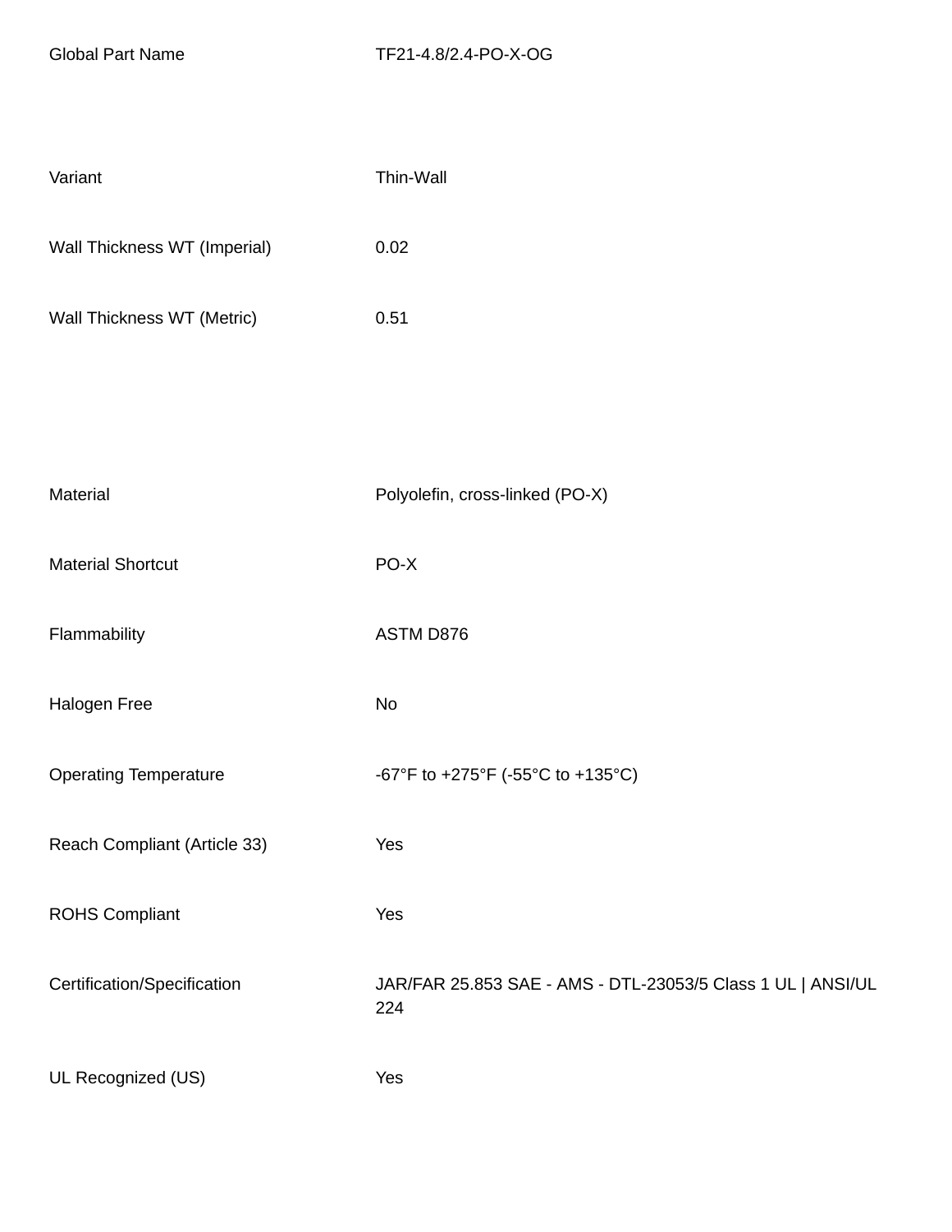| | |
|---|---|
| Global Part Name | TF21-4.8/2.4-PO-X-OG |
| Variant | Thin-Wall |
| Wall Thickness WT (Imperial) | 0.02 |
| Wall Thickness WT (Metric) | 0.51 |
| Material | Polyolefin, cross-linked (PO-X) |
| Material Shortcut | PO-X |
| Flammability | ASTM D876 |
| Halogen Free | No |
| Operating Temperature | -67°F to +275°F (-55°C to +135°C) |
| Reach Compliant (Article 33) | Yes |
| ROHS Compliant | Yes |
| Certification/Specification | JAR/FAR 25.853 SAE - AMS - DTL-23053/5 Class 1 UL \| ANSI/UL 224 |
| UL Recognized (US) | Yes |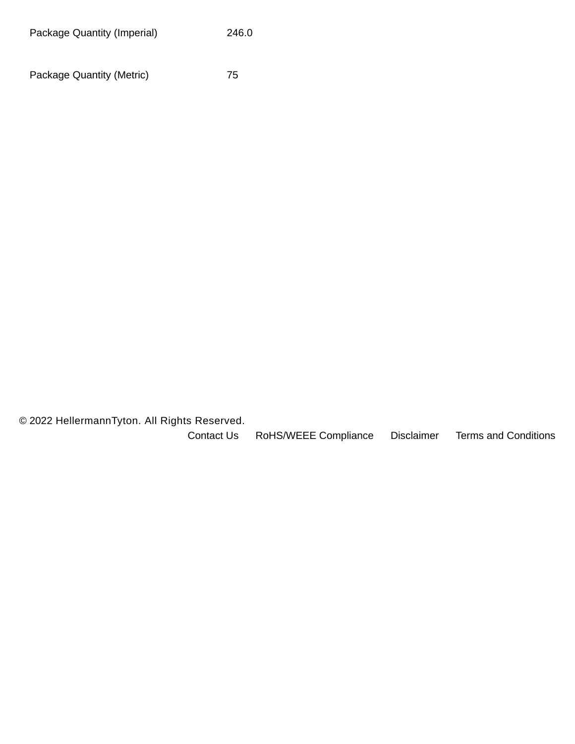| | |
| --- | --- |
| Package Quantity (Imperial) | 246.0 |
| Package Quantity (Metric) | 75 |

© 2022 HellermannTyton. All Rights Reserved.

Contact Us RoHS/WEEE Compliance Disclaimer Terms and Conditions